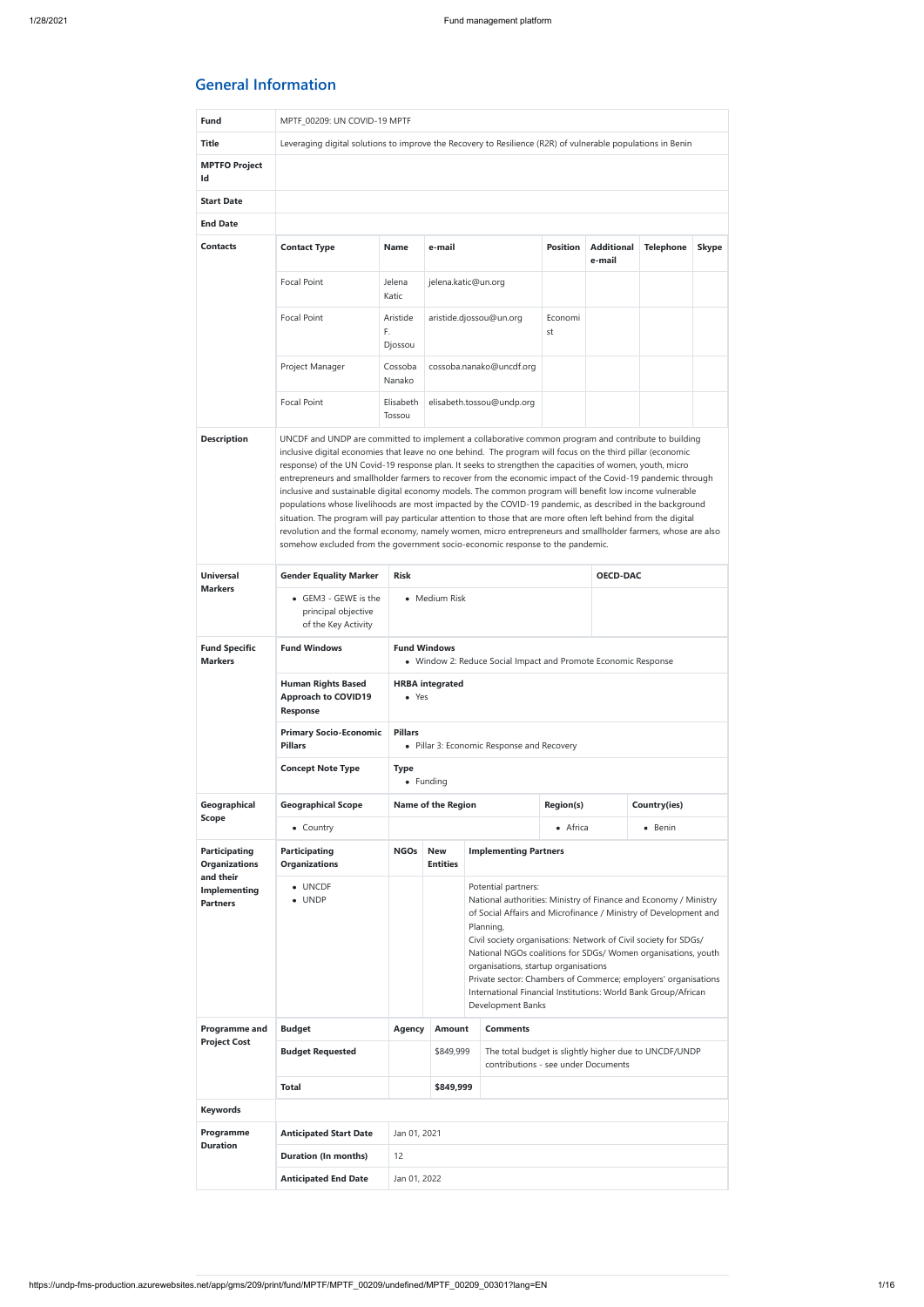# General Information

| | |
|---|---|
| **Fund** | MPTF_00209: UN COVID-19 MPTF |
| **Title** | Leveraging digital solutions to improve the Recovery to Resilience (R2R) of vulnerable populations in Benin |
| **MPTFO Project Id** | |
| **Start Date** | |
| **End Date** | |

**Contacts**

| Contact Type | Name | e-mail | Position | Additional e-mail | Telephone | Skype |
|---|---|---|---|---|---|---|
| Focal Point | Jelena Katic | jelena.katic@un.org | | | | |
| Focal Point | Aristide F. Djossou | aristide.djossou@un.org | Economist | | | |
| Project Manager | Cossoba Nanako | cossoba.nanako@uncdf.org | | | | |
| Focal Point | Elisabeth Tossou | elisabeth.tossou@undp.org | | | | |

**Description**

UNCDF and UNDP are committed to implement a collaborative common program and contribute to building inclusive digital economies that leave no one behind. The program will focus on the third pillar (economic response) of the UN Covid-19 response plan. It seeks to strengthen the capacities of women, youth, micro entrepreneurs and smallholder farmers to recover from the economic impact of the Covid-19 pandemic through inclusive and sustainable digital economy models. The common program will benefit low income vulnerable populations whose livelihoods are most impacted by the COVID-19 pandemic, as described in the background situation. The program will pay particular attention to those that are more often left behind from the digital revolution and the formal economy, namely women, micro entrepreneurs and smallholder farmers, whose are also somehow excluded from the government socio-economic response to the pandemic.

**Universal Markers**

| Gender Equality Marker | Risk | OECD-DAC |
|---|---|---|
| • GEM3 - GEWE is the principal objective of the Key Activity | • Medium Risk | |

**Fund Specific Markers**

| | |
|---|---|
| **Fund Windows** | **Fund Windows**<br>• Window 2: Reduce Social Impact and Promote Economic Response |
| **Human Rights Based Approach to COVID19 Response** | **HRBA integrated**<br>• Yes |
| **Primary Socio-Economic Pillars** | **Pillars**<br>• Pillar 3: Economic Response and Recovery |
| **Concept Note Type** | **Type**<br>• Funding |

**Geographical Scope**

| Geographical Scope | Name of the Region | Region(s) | Country(ies) |
|---|---|---|---|
| • Country | | • Africa | • Benin |

**Participating Organizations and their Implementing Partners**

| Participating Organizations | NGOs | New Entities | Implementing Partners |
|---|---|---|---|
| • UNCDF<br>• UNDP | | | Potential partners:<br>National authorities: Ministry of Finance and Economy / Ministry of Social Affairs and Microfinance / Ministry of Development and Planning,<br>Civil society organisations: Network of Civil society for SDGs/ National NGOs coalitions for SDGs/ Women organisations, youth organisations, startup organisations<br>Private sector: Chambers of Commerce; employers' organisations<br>International Financial Institutions: World Bank Group/African Development Banks |

**Programme and Project Cost**

| Budget | Agency | Amount | Comments |
|---|---|---|---|
| **Budget Requested** | | $849,999 | The total budget is slightly higher due to UNCDF/UNDP contributions - see under Documents |
| **Total** | | **$849,999** | |

**Keywords**

**Programme Duration**

| | |
|---|---|
| **Anticipated Start Date** | Jan 01, 2021 |
| **Duration (In months)** | 12 |
| **Anticipated End Date** | Jan 01, 2022 |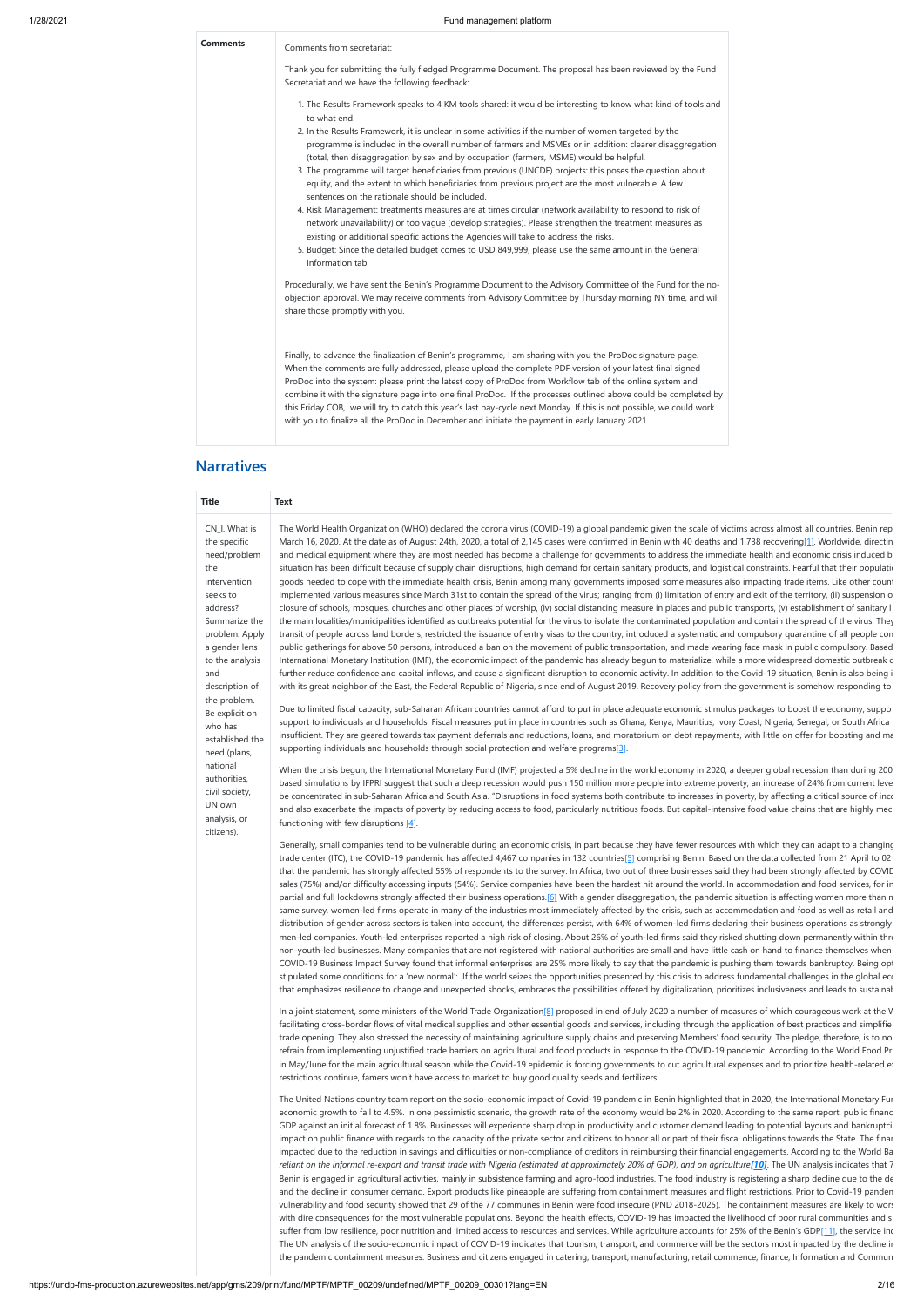| Comments | Comments from secretariat:<br><br>Thank you for submitting the fully fledged Programme Document. The proposal has been reviewed by the Fund Secretariat and we have the following feedback:<br><br>1. The Results Framework speaks to 4 KM tools shared: it would be interesting to know what kind of tools and to what end.<br>2. In the Results Framework, it is unclear in some activities if the number of women targeted by the programme is included in the overall number of farmers and MSMEs or in addition: clearer disaggregation (total, then disaggregation by sex and by occupation (farmers, MSME) would be helpful.<br>3. The programme will target beneficiaries from previous (UNCDF) projects: this poses the question about equity, and the extent to which beneficiaries from previous project are the most vulnerable. A few sentences on the rationale should be included.<br>4. Risk Management: treatments measures are at times circular (network availability to respond to risk of network unavailability) or too vague (develop strategies). Please strengthen the treatment measures as existing or additional specific actions the Agencies will take to address the risks.<br>5. Budget: Since the detailed budget comes to USD 849,999, please use the same amount in the General Information tab<br><br>Procedurally, we have sent the Benin's Programme Document to the Advisory Committee of the Fund for the no-objection approval. We may receive comments from Advisory Committee by Thursday morning NY time, and will share those promptly with you.<br><br>Finally, to advance the finalization of Benin's programme, I am sharing with you the ProDoc signature page. When the comments are fully addressed, please upload the complete PDF version of your latest final signed ProDoc into the system: please print the latest copy of ProDoc from Workflow tab of the online system and combine it with the signature page into one final ProDoc. If the processes outlined above could be completed by this Friday COB, we will try to catch this year's last pay-cycle next Monday. If this is not possible, we could work with you to finalize all the ProDoc in December and initiate the payment in early January 2021. |
|---|---|

## Narratives

| Title | Text |
|---|---|
| CN_I. What is the specific need/problem the intervention seeks to address? Summarize the problem. Apply a gender lens to the analysis and description of the problem. Be explicit on who has established the need (plans, national authorities, civil society, UN own analysis, or citizens). | The World Health Organization (WHO) declared the corona virus (COVID-19) a global pandemic given the scale of victims across almost all countries. Benin rep March 16, 2020. At the date as of August 24th, 2020, a total of 2,145 cases were confirmed in Benin with 40 deaths and 1,738 recovering[1]. Worldwide, directin and medical equipment where they are most needed has become a challenge for governments to address the immediate health and economic crisis induced b situation has been difficult because of supply chain disruptions, high demand for certain sanitary products, and logistical constraints. Fearful that their populati goods needed to cope with the immediate health crisis, Benin among many governments imposed some measures also impacting trade items. Like other coun implemented various measures since March 31st to contain the spread of the virus; ranging from (i) limitation of entry and exit of the territory, (ii) suspension o closure of schools, mosques, churches and other places of worship, (iv) social distancing measure in places and public transports, (v) establishment of sanitary l the main localities/municipalities identified as outbreaks potential for the virus to isolate the contaminated population and contain the spread of the virus. They transit of people across land borders, restricted the issuance of entry visas to the country, introduced a systematic and compulsory quarantine of all people com public gatherings for above 50 persons, introduced a ban on the movement of public transportation, and made wearing face mask in public compulsory. Based International Monetary Institution (IMF), the economic impact of the pandemic has already begun to materialize, while a more widespread domestic outbreak c further reduce confidence and capital inflows, and cause a significant disruption to economic activity. In addition to the Covid-19 situation, Benin is also being i with its great neighbor of the East, the Federal Republic of Nigeria, since end of August 2019. Recovery policy from the government is somehow responding to<br><br>Due to limited fiscal capacity, sub-Saharan African countries cannot afford to put in place adequate economic stimulus packages to boost the economy, suppo support to individuals and households. Fiscal measures put in place in countries such as Ghana, Kenya, Mauritius, Ivory Coast, Nigeria, Senegal, or South Africa insufficient. They are geared towards tax payment deferrals and reductions, loans, and moratorium on debt repayments, with little on offer for boosting and ma supporting individuals and households through social protection and welfare programs[3].<br><br>When the crisis begun, the International Monetary Fund (IMF) projected a 5% decline in the world economy in 2020, a deeper global recession than during 200 based simulations by IFPRI suggest that such a deep recession would push 150 million more people into extreme poverty; an increase of 24% from current leve be concentrated in sub-Saharan Africa and South Asia. "Disruptions in food systems both contribute to increases in poverty, by affecting a critical source of inco and also exacerbate the impacts of poverty by reducing access to food, particularly nutritious foods. But capital-intensive food value chains that are highly mec functioning with few disruptions [4].<br><br>Generally, small companies tend to be vulnerable during an economic crisis, in part because they have fewer resources with which they can adapt to a changing trade center (ITC), the COVID-19 pandemic has affected 4,467 companies in 132 countries[5] comprising Benin. Based on the data collected from 21 April to 02 that the pandemic has strongly affected 55% of respondents to the survey. In Africa, two out of three businesses said they had been strongly affected by COVID sales (75%) and/or difficulty accessing inputs (54%). Service companies have been the hardest hit around the world. In accommodation and food services, for in partial and full lockdowns strongly affected their business operations.[6] With a gender disaggregation, the pandemic situation is affecting women more than m same survey, women-led firms operate in many of the industries most immediately affected by the crisis, such as accommodation and food as well as retail and distribution of gender across sectors is taken into account, the differences persist, with 64% of women-led firms declaring their business operations as strongly men-led companies. Youth-led enterprises reported a high risk of closing. About 26% of youth-led firms said they risked shutting down permanently within thr non-youth-led businesses. Many companies that are not registered with national authorities are small and have little cash on hand to finance themselves when COVID-19 Business Impact Survey found that informal enterprises are 25% more likely to say that the pandemic is pushing them towards bankruptcy. Being opt stipulated some conditions for a 'new normal': If the world seizes the opportunities presented by this crisis to address fundamental challenges in the global eco that emphasizes resilience to change and unexpected shocks, embraces the possibilities offered by digitalization, prioritizes inclusiveness and leads to sustainab<br><br>In a joint statement, some ministers of the World Trade Organization[8] proposed in end of July 2020 a number of measures of which courageous work at the W facilitating cross-border flows of vital medical supplies and other essential goods and services, including through the application of best practices and simplifie trade opening. They also stressed the necessity of maintaining agriculture supply chains and preserving Members' food security. The pledge, therefore, is to no refrain from implementing unjustified trade barriers on agricultural and food products in response to the COVID-19 pandemic. According to the World Food Pr in May/June for the main agricultural season while the Covid-19 epidemic is forcing governments to cut agricultural expenses and to prioritize health-related e restrictions continue, famers won't have access to market to buy good quality seeds and fertilizers.<br><br>The United Nations country team report on the socio-economic impact of Covid-19 pandemic in Benin highlighted that in 2020, the International Monetary Fun economic growth to fall to 4.5%. In one pessimistic scenario, the growth rate of the economy would be 2% in 2020. According to the same report, public financ GDP against an initial forecast of 1.8%. Businesses will experience sharp drop in productivity and customer demand leading to potential layouts and bankruptci impact on public finance with regards to the capacity of the private sector and citizens to honor all or part of their fiscal obligations towards the State. The finan impacted due to the reduction in savings and difficulties or non-compliance of creditors in reimbursing their financial engagements. According to the World Ba *reliant on the informal re-export and transit trade with Nigeria (estimated at approximately 20% of GDP), and on agriculture[10]*. The UN analysis indicates that 7 Benin is engaged in agricultural activities, mainly in subsistence farming and agro-food industries. The food industry is registering a sharp decline due to the de and the decline in consumer demand. Export products like pineapple are suffering from containment measures and flight restrictions. Prior to Covid-19 pandem vulnerability and food security showed that 29 of the 77 communes in Benin were food insecure (PND 2018-2025). The containment measures are likely to wor with dire consequences for the most vulnerable populations. Beyond the health effects, COVID-19 has impacted the livelihood of poor rural communities and s suffer from low resilience, poor nutrition and limited access to resources and services. While agriculture accounts for 25% of the Benin's GDP[11], the service ind The UN analysis of the socio-economic impact of COVID-19 indicates that tourism, transport, and commerce will be the sectors most impacted by the decline in the pandemic containment measures. Business and citizens engaged in catering, transport, manufacturing, retail commerce, finance, Information and Commun |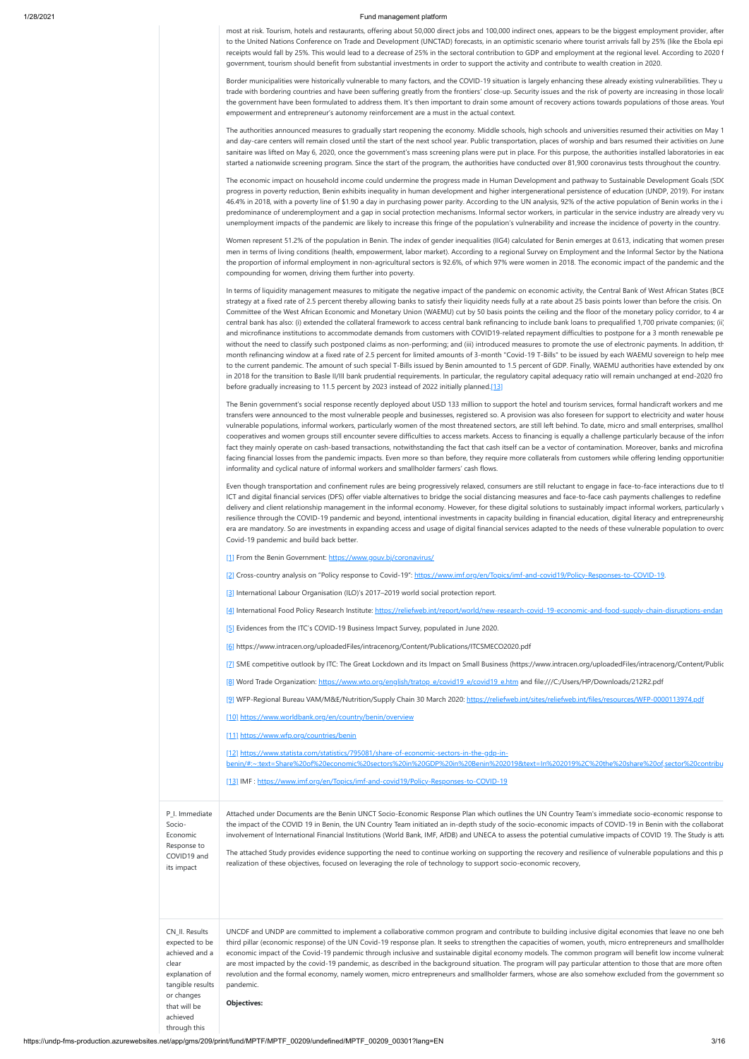most at risk. Tourism, hotels and restaurants, offering about 50,000 direct jobs and 100,000 indirect ones, appears to be the biggest employment provider, after to the United Nations Conference on Trade and Development (UNCTAD) forecasts, in an optimistic scenario where tourist arrivals fall by 25% (like the Ebola epi receipts would fall by 25%. This would lead to a decrease of 25% in the sectoral contribution to GDP and employment at the regional level. According to 2020 f government, tourism should benefit from substantial investments in order to support the activity and contribute to wealth creation in 2020.

Border municipalities were historically vulnerable to many factors, and the COVID-19 situation is largely enhancing these already existing vulnerabilities. They u trade with bordering countries and have been suffering greatly from the frontiers' close-up. Security issues and the risk of poverty are increasing in those localit the government have been formulated to address them. It's then important to drain some amount of recovery actions towards populations of those areas. Yout empowerment and entrepreneur's autonomy reinforcement are a must in the actual context.

The authorities announced measures to gradually start reopening the economy. Middle schools, high schools and universities resumed their activities on May 1 and day-care centers will remain closed until the start of the next school year. Public transportation, places of worship and bars resumed their activities on June sanitaire was lifted on May 6, 2020, once the government's mass screening plans were put in place. For this purpose, the authorities installed laboratories in eac started a nationwide screening program. Since the start of the program, the authorities have conducted over 81,900 coronavirus tests throughout the country.

The economic impact on household income could undermine the progress made in Human Development and pathway to Sustainable Development Goals (SDG progress in poverty reduction, Benin exhibits inequality in human development and higher intergenerational persistence of education (UNDP, 2019). For instanc 46.4% in 2018, with a poverty line of $1.90 a day in purchasing power parity. According to the UN analysis, 92% of the active population of Benin works in the i predominance of underemployment and a gap in social protection mechanisms. Informal sector workers, in particular in the service industry are already very vu unemployment impacts of the pandemic are likely to increase this fringe of the population's vulnerability and increase the incidence of poverty in the country.

Women represent 51.2% of the population in Benin. The index of gender inequalities (IIG4) calculated for Benin emerges at 0.613, indicating that women preser men in terms of living conditions (health, empowerment, labor market). According to a regional Survey on Employment and the Informal Sector by the Nationa the proportion of informal employment in non-agricultural sectors is 92.6%, of which 97% were women in 2018. The economic impact of the pandemic and the compounding for women, driving them further into poverty.

In terms of liquidity management measures to mitigate the negative impact of the pandemic on economic activity, the Central Bank of West African States (BCE strategy at a fixed rate of 2.5 percent thereby allowing banks to satisfy their liquidity needs fully at a rate about 25 basis points lower than before the crisis. On Committee of the West African Economic and Monetary Union (WAEMU) cut by 50 basis points the ceiling and the floor of the monetary policy corridor, to 4 ar central bank has also: (i) extended the collateral framework to access central bank refinancing to include bank loans to prequalified 1,700 private companies; (ii) and microfinance institutions to accommodate demands from customers with COVID19-related repayment difficulties to postpone for a 3 month renewable pe without the need to classify such postponed claims as non-performing; and (iii) introduced measures to promote the use of electronic payments. In addition, th month refinancing window at a fixed rate of 2.5 percent for limited amounts of 3-month "Covid-19 T-Bills" to be issued by each WAEMU sovereign to help mee to the current pandemic. The amount of such special T-Bills issued by Benin amounted to 1.5 percent of GDP. Finally, WAEMU authorities have extended by one in 2018 for the transition to Basle II/III bank prudential requirements. In particular, the regulatory capital adequacy ratio will remain unchanged at end-2020 fro before gradually increasing to 11.5 percent by 2023 instead of 2022 initially planned.[13]

The Benin government's social response recently deployed about USD 133 million to support the hotel and tourism services, formal handicraft workers and me transfers were announced to the most vulnerable people and businesses, registered so. A provision was also foreseen for support to electricity and water house vulnerable populations, informal workers, particularly women of the most threatened sectors, are still left behind. To date, micro and small enterprises, smallhol cooperatives and women groups still encounter severe difficulties to access markets. Access to financing is equally a challenge particularly because of the infor fact they mainly operate on cash-based transactions, notwithstanding the fact that cash itself can be a vector of contamination. Moreover, banks and microfina facing financial losses from the pandemic impacts. Even more so than before, they require more collaterals from customers while offering lending opportunities informality and cyclical nature of informal workers and smallholder farmers' cash flows.

Even though transportation and confinement rules are being progressively relaxed, consumers are still reluctant to engage in face-to-face interactions due to th ICT and digital financial services (DFS) offer viable alternatives to bridge the social distancing measures and face-to-face cash payments challenges to redefine delivery and client relationship management in the informal economy. However, for these digital solutions to sustainably impact informal workers, particularly v resilience through the COVID-19 pandemic and beyond, intentional investments in capacity building in financial education, digital literacy and entrepreneurship era are mandatory. So are investments in expanding access and usage of digital financial services adapted to the needs of these vulnerable population to overc Covid-19 pandemic and build back better.

[1] From the Benin Government: https://www.gouv.bj/coronavirus/

[2] Cross-country analysis on "Policy response to Covid-19": https://www.imf.org/en/Topics/imf-and-covid19/Policy-Responses-to-COVID-19.

[3] International Labour Organisation (ILO)'s 2017–2019 world social protection report.

[4] International Food Policy Research Institute: https://reliefweb.int/report/world/new-research-covid-19-economic-and-food-supply-chain-disruptions-endan

[5] Evidences from the ITC's COVID-19 Business Impact Survey, populated in June 2020.

[6] https://www.intracen.org/uploadedFiles/intracenorg/Content/Publications/ITCSMECO2020.pdf

[7] SME competitive outlook by ITC: The Great Lockdown and its Impact on Small Business (https://www.intracen.org/uploadedFiles/intracenorg/Content/Public

[8] Word Trade Organization: https://www.wto.org/english/tratop_e/covid19_e/covid19_e.htm and file:///C:/Users/HP/Downloads/212R2.pdf

[9] WFP-Regional Bureau VAM/M&E/Nutrition/Supply Chain 30 March 2020: https://reliefweb.int/sites/reliefweb.int/files/resources/WFP-0000113974.pdf

[10] https://www.worldbank.org/en/country/benin/overview

[11] https://www.wfp.org/countries/benin

[12] https://www.statista.com/statistics/795081/share-of-economic-sectors-in-the-gdp-in-benin/#:~:text=Share%20of%20economic%20sectors%20in%20GDP%20in%20Benin%202019&text=In%202019%2C%20the%20share%20of,sector%20contribu

[13] IMF : https://www.imf.org/en/Topics/imf-and-covid19/Policy-Responses-to-COVID-19

| | |
|---|---|
| P_I. Immediate Socio-Economic Response to COVID19 and its impact | Attached under Documents are the Benin UNCT Socio-Economic Response Plan which outlines the UN Country Team's immediate socio-economic response to the impact of the COVID 19 in Benin, the UN Country Team initiated an in-depth study of the socio-economic impacts of COVID-19 in Benin with the collaborat involvement of International Financial Institutions (World Bank, IMF, AfDB) and UNECA to assess the potential cumulative impacts of COVID 19. The Study is atta<br><br>The attached Study provides evidence supporting the need to continue working on supporting the recovery and resilience of vulnerable populations and this p realization of these objectives, focused on leveraging the role of technology to support socio-economic recovery, |
| CN_II. Results expected to be achieved and a clear explanation of tangible results or changes that will be achieved through this | UNCDF and UNDP are committed to implement a collaborative common program and contribute to building inclusive digital economies that leave no one beh third pillar (economic response) of the UN Covid-19 response plan. It seeks to strengthen the capacities of women, youth, micro entrepreneurs and smallholder economic impact of the Covid-19 pandemic through inclusive and sustainable digital economy models. The common program will benefit low income vulnerab are most impacted by the covid-19 pandemic, as described in the background situation. The program will pay particular attention to those that are more often revolution and the formal economy, namely women, micro entrepreneurs and smallholder farmers, whose are also somehow excluded from the government so pandemic.<br><br>**Objectives:** |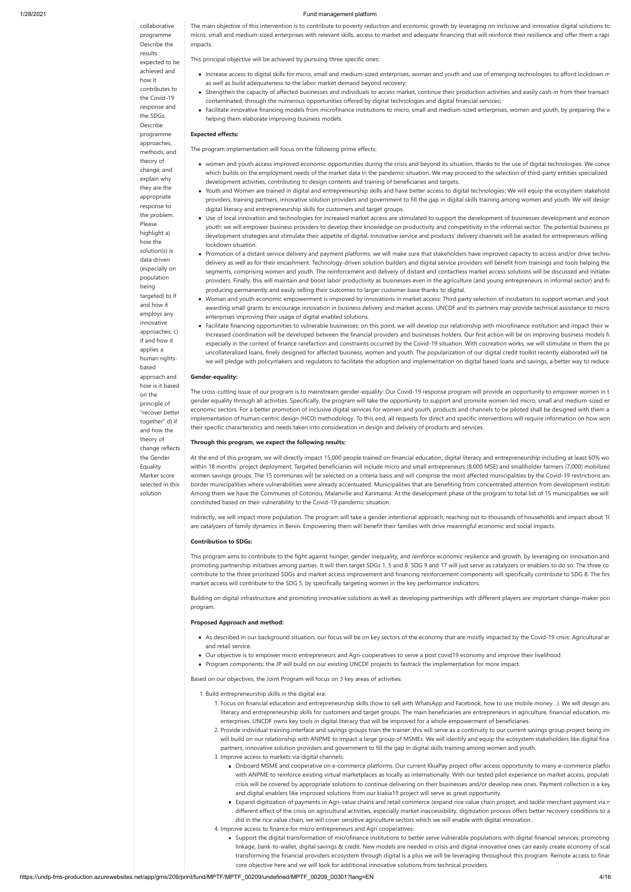collaborative programme Describe the results expected to be achieved and how it contributes to the Covid-19 response and the SDGs. Describe programme approaches, methods, and theory of change, and explain why they are the appropriate response to the problem. Please highlight a) how the solution(s) is data driven (especially on population being targeted) b) if and how it employs any innovative approaches; c) if and how it applies a human rights-based approach and how is it based on the principle of "recover better together" d) if and how the theory of change reflects the Gender Equality Marker score selected in this solution

The main objective of this intervention is to contribute to poverty reduction and economic growth by leveraging on inclusive and innovative digital solutions to micro, small and medium-sized enterprises with relevant skills, access to market and adequate financing that will reinforce their resilience and offer them a rapi impacts.

This principal objective will be achieved by pursuing three specific ones:

- Increase access to digital skills for micro, small and medium-sized enterprises, woman and youth and use of emerging technologies to afford lockdown m as well as build adequateness to the labor market demand beyond recovery;
- Strengthen the capacity of affected businesses and individuals to access market, continue their production activities and easily cash-in from their transact contaminated, through the numerous opportunities offered by digital technologies and digital financial services;
- Facilitate innovative financing models from microfinance institutions to micro, small and medium-sized enterprises, women and youth, by preparing the w helping them elaborate improving business models.

**Expected effects:**

The program implementation will focus on the following prime effects:

- women and youth access improved economic opportunities during the crisis and beyond its situation, thanks to the use of digital technologies: We conce which builds on the employment needs of the market data in the pandemic situation. We may proceed to the selection of third-party entities specialized development activities, contributing to design contents and training of beneficiaries and targets.
- Youth and Women are trained in digital and entrepreneurship skills and have better access to digital technologies: We will equip the ecosystem stakehold providers, training partners, innovative solution providers and government to fill the gap in digital skills training among women and youth. We will design digital literacy and entrepreneurship skills for customers and target groups.
- Use of local innovation and technologies for increased market access are stimulated to support the development of businesses development and econom youth: we will empower business providers to develop their knowledge on productivity and competitivity in the informal sector. The potential business pr development strategies and stimulate their appetite of digital. Innovative service and products' delivery channels will be availed for entrepreneurs willing lockdown situation.
- Promotion of a distant service delivery and payment platforms: we will make sure that stakeholders have improved capacity to access and/or drive techni delivery as well as for their encashment. Technology-driven solution builders and digital service providers will benefit from trainings and tools helping the segments, comprising women and youth. The reinforcement and delivery of distant and contactless market access solutions will be discussed and initiated providers. Finally, this will maintain and boost labor productivity as businesses even in the agriculture (and young entrepreneurs in informal sector) and fi producing permanently and easily selling their outcomes to larger customer base thanks to digital.
- Woman and youth economic empowerment is improved by innovations in market access: Third party selection of incubators to support woman and yout awarding small grants to encourage innovation in business delivery and market access. UNCDF and its partners may provide technical assistance to micro enterprises improving their usage of digital enabled solutions.
- Facilitate financing opportunities to vulnerable businesses: on this point, we will develop our relationship with microfinance institution and impact their w Increased coordination will be developed between the financial providers and businesses holders. Our first action will be on improving business models fo especially in the context of finance rarefaction and constraints occurred by the Covid-19 situation. With cocreation works, we will stimulate in them the po uncollateralized loans, finely designed for affected business, women and youth. The popularization of our digital credit toolkit recently elaborated will be we will pledge with policymakers and regulators to facilitate the adoption and implementation on digital based loans and savings, a better way to reduce

**Gender-equality:**

The cross-cutting issue of our program is to mainstream gender-equality: Our Covid-19 response program will provide an opportunity to empower women in t gender equality through all activities. Specifically, the program will take the opportunity to support and promote women-led micro, small and medium-sized er economic sectors. For a better promotion of inclusive digital services for women and youth, products and channels to be piloted shall be designed with them a implementation of human-centric design (HCD) methodology. To this end, all requests for direct and specific interventions will require information on how wom their specific characteristics and needs taken into consideration in design and delivery of products and services.

**Through this program, we expect the following results:**

At the end of this program, we will directly impact 15,000 people trained on financial education, digital literacy and entrepreneurship including at least 60% wo within 18 months' project deployment. Targeted beneficiaries will include micro and small entrepreneurs (8,000 MSE) and smallholder farmers (7,000) mobilized women savings groups. The 15 communes will be selected on a criteria basis and will comprise the most affected municipalities by the Covid-19 restrictions an border municipalities where vulnerabilities were already accentuated. Municipalities that are benefiting from concentrated attention from development instituti Among them we have the Communes of Cotonou, Malanville and Karimama. At the development phase of the program to total list of 15 municipalities we will constituted based on their vulnerability to the Covid-19 pandemic situation.

Indirectly, we will impact more population. The program will take a gender intentional approach, reaching out to thousands of households and impact about 1( are catalyzers of family dynamics in Benin. Empowering them will benefit their families with drive meaningful economic and social impacts.

**Contribution to SDGs:**

This program aims to contribute to the fight against hunger, gender inequality, and reinforce economic resilience and growth, by leveraging on innovation and promoting partnership initiatives among parties. It will then target SDGs 1, 5 and 8. SDG 9 and 17 will just serve as catalyzers or enablers to do so. The three co contribute to the three prioritized SDGs and market access improvement and financing reinforcement components will specifically contribute to SDG 8. The firs market access will contribute to the SDG 5, by specifically targeting women in the key performance indicators.

Building on digital infrastructure and promoting innovative solutions as well as developing partnerships with different players are important change-maker poi program.

**Proposed Approach and method:**

- As described in our background situation, our focus will be on key sectors of the economy that are mostly impacted by the Covid-19 crisis: Agricultural ar and retail service.
- Our objective is to empower micro entrepreneurs and Agri-cooperatives to serve a post covid19 economy and improve their livelihood
- Program components: the JP will build on our existing UNCDF projects to fastrack the implementation for more impact.

Based on our objectives, the Joint Program will focus on 3 key areas of activities:

1. Build entrepreneurship skills in the digital era:
   1. Focus on financial education and entrepreneurship skills (how to sell with WhatsApp and Facebook, how to use mobile money…). We will design anc literacy and entrepreneurship skills for customers and target groups. The main beneficiaries are entrepreneurs in agriculture, financial education, mi enterprises. UNCDF owns key tools in digital literacy that will be improved for a whole empowerment of beneficiaries.
   2. Provide individual training interface and savings groups train the trainer: this will serve as a continuity to our current savings group project being im will build on our relationship with ANPME to impact a large group of MSMEs. We will identify and equip the ecosystem stakeholders like digital fina partners, innovative solution providers and government to fill the gap in digital skills training among women and youth.
   3. Improve access to markets via digital channels:
      - Onboard MSME and cooperative on e-commerce platforms. Our current KkiaPay project offer access opportunity to many e-commerce platfo with ANPME to reinforce existing virtual marketplaces as locally as internationally. With our tested pilot experience on market access, populati crisis will be covered by appropriate solutions to continue delivering on their businesses and/or develop new ones. Payment collection is a key and digital enablers like improved solutions from our kiakia19 project will serve as great opportunity.
      - Expand digitization of payments in Agri-value chains and retail commerce (expand rice value chain project, and tackle merchant payment via n different effect of the crisis on agricultural activities, especially market inaccessibility, digitization process offers better recovery conditions to a did in the rice value chain, we will cover sensitive agriculture sectors which we will enable with digital innovation.
   4. Improve access to finance for micro entrepreneurs and Agri cooperatives:
      - Support the digital transformation of microfinance institutions to better serve vulnerable populations with digital financial services: promoting linkage, bank-to-wallet, digital savings & credit. New models are needed in crisis and digital innovative ones can easily create economy of scal transforming the financial providers ecosystem through digital is a plus we will be leveraging throughout this program. Remote access to finar core objective here and we will look for additional innovative solutions from technical providers.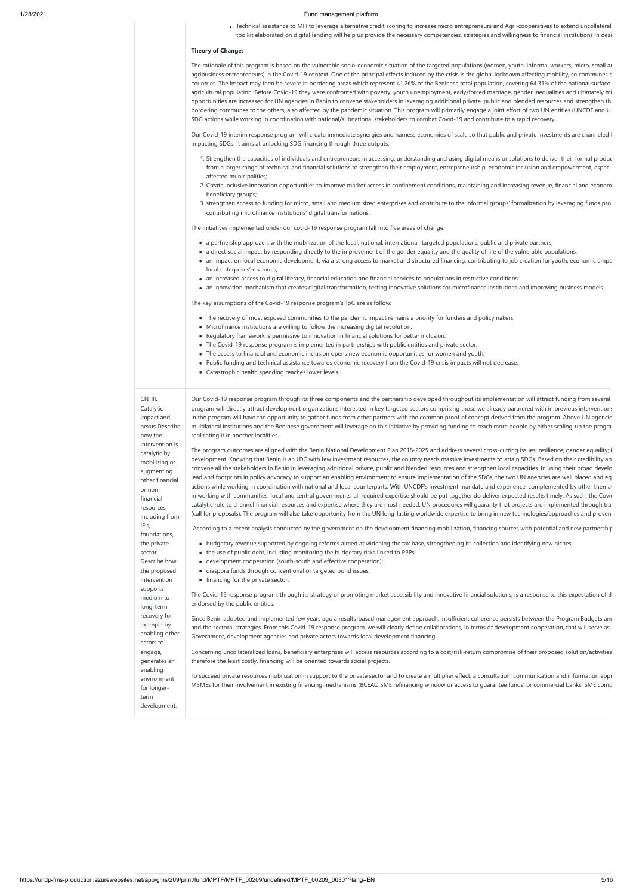- Technical assistance to MFI to leverage alternative credit scoring to increase micro entrepreneurs and Agri-cooperatives to extend uncollateral toolkit elaborated on digital lending will help us provide the necessary competencies, strategies and willingness to financial institutions in desi

**Theory of Change:**

The rationale of this program is based on the vulnerable socio-economic situation of the targeted populations (women, youth, informal workers, micro, small a agribusiness entrepreneurs) in the Covid-19 context. One of the principal effects induced by the crisis is the global lockdown affecting mobility, so communes b countries. The impact may then be severe in bordering areas which represent 41.26% of the Beninese total population, covering 64.31% of the national surface agricultural population. Before Covid-19 they were confronted with poverty, youth unemployment, early/forced marriage, gender inequalities and ultimately mi opportunities are increased for UN agencies in Benin to convene stakeholders in leveraging additional private, public and blended resources and strengthen th bordering communes to the others, also affected by the pandemic situation. This program will primarily engage a joint effort of two UN entities (UNCDF and U SDG actions while working in coordination with national/subnational stakeholders to combat Covid-19 and contribute to a rapid recovery.

Our Covid-19 interim response program will create immediate synergies and harness economies of scale so that public and private investments are channeled impacting SDGs. It aims at unlocking SDG financing through three outputs:

1. Strengthen the capacities of individuals and entrepreneurs in accessing, understanding and using digital means or solutions to deliver their formal produ from a larger range of technical and financial solutions to strengthen their employment, entrepreneurship, economic inclusion and empowerment, especi affected municipalities;
2. Create inclusive innovation opportunities to improve market access in confinement conditions, maintaining and increasing revenue, financial and econom beneficiary groups;
3. strengthen access to funding for micro, small and medium sized enterprises and contribute to the informal groups' formalization by leveraging funds pro contributing microfinance institutions' digital transformations.

The initiatives implemented under our covid-19 response program fall into five areas of change:

- a partnership approach, with the mobilization of the local, national, international, targeted populations, public and private partners;
- a direct social impact by responding directly to the improvement of the gender equality and the quality of life of the vulnerable populations;
- an impact on local economic development, via a strong access to market and structured financing, contributing to job creation for youth, economic empo local enterprises' revenues;
- an increased access to digital literacy, financial education and financial services to populations in restrictive conditions;
- an innovation mechanism that creates digital transformation, testing innovative solutions for microfinance institutions and improving business models.

The key assumptions of the Covid-19 response program's ToC are as follow:

- The recovery of most exposed communities to the pandemic impact remains a priority for funders and policymakers;
- Microfinance institutions are willing to follow the increasing digital revolution;
- Regulatory framework is permissive to innovation in financial solutions for better inclusion;
- The Covid-19 response program is implemented in partnerships with public entities and private sector;
- The access to financial and economic inclusion opens new economic opportunities for women and youth;
- Public funding and technical assistance towards economic recovery from the Covid-19 crisis impacts will not decrease;
- Catastrophic health spending reaches lower levels.

**CN_III. Catalytic impact and nexus Describe how the intervention is catalytic by mobilizing or augmenting other financial or non-financial resources including from IFIs, foundations, the private sector. Describe how the proposed intervention supports medium to long-term recovery for example by enabling other actors to engage, generates an enabling environment for longer-term development.**

Our Covid-19 response program through its three components and the partnership developed throughout its implementation will attract funding from several program will directly attract development organizations interested in key targeted sectors comprising those we already partnered with in previous intervention in the program will have the opportunity to gather funds from other partners with the common proof of concept derived from the program. Above UN agencie multilateral institutions and the Beninese government will leverage on this initiative by providing funding to reach more people by either scaling-up the progra replicating it in another localities.

The program outcomes are aligned with the Benin National Development Plan 2018-2025 and address several cross-cutting issues: resilience; gender equality; development. Knowing that Benin is an LDC with few investment resources, the country needs massive investments to attain SDGs. Based on their credibility an convene all the stakeholders in Benin in leveraging additional private, public and blended resources and strengthen local capacities. In using their broad develo lead and footprints in policy advocacy to support an enabling environment to ensure implementation of the SDGs, the two UN agencies are well placed and eq actions while working in coordination with national and local counterparts. With UNCDF's investment mandate and experience, complemented by other thema in working with communities, local and central governments, all required expertise should be put together do deliver expected results timely. As such, the Covi catalytic role to channel financial resources and expertise where they are most needed. UN procedures will guaranty that projects are implemented through tra (call for proposals). The program will also take opportunity from the UN long-lasting worldwide expertise to bring in new technologies/approaches and proven

According to a recent analysis conducted by the government on the development financing mobilization, financing sources with potential and new partnershi

- budgetary revenue supported by ongoing reforms aimed at widening the tax base, strengthening its collection and identifying new niches;
- the use of public debt, including monitoring the budgetary risks linked to PPPs;
- development cooperation (south-south and effective cooperation);
- diaspora funds through conventional or targeted bond issues;
- financing for the private sector.

The Covid-19 response program, through its strategy of promoting market accessibility and innovative financial solutions, is a response to this expectation of t endorsed by the public entities.

Since Benin adopted and implemented few years ago a results-based management approach, insufficient coherence persists between the Program Budgets an and the sectoral strategies. From this Covid-19 response program, we will clearly define collaborations, in terms of development cooperation, that will serve as Government, development agencies and private actors towards local development financing.

Concerning uncollateralized loans, beneficiary enterprises will access resources according to a cost/risk-return compromise of their proposed solution/activities therefore the least costly, financing will be oriented towards social projects.

To succeed private resources mobilization in support to the private sector and to create a multiplier effect, a consultation, communication and information app MSMEs for their involvement in existing financing mechanisms (BCEAO SME refinancing window or access to guarantee funds' or commercial banks' SME comp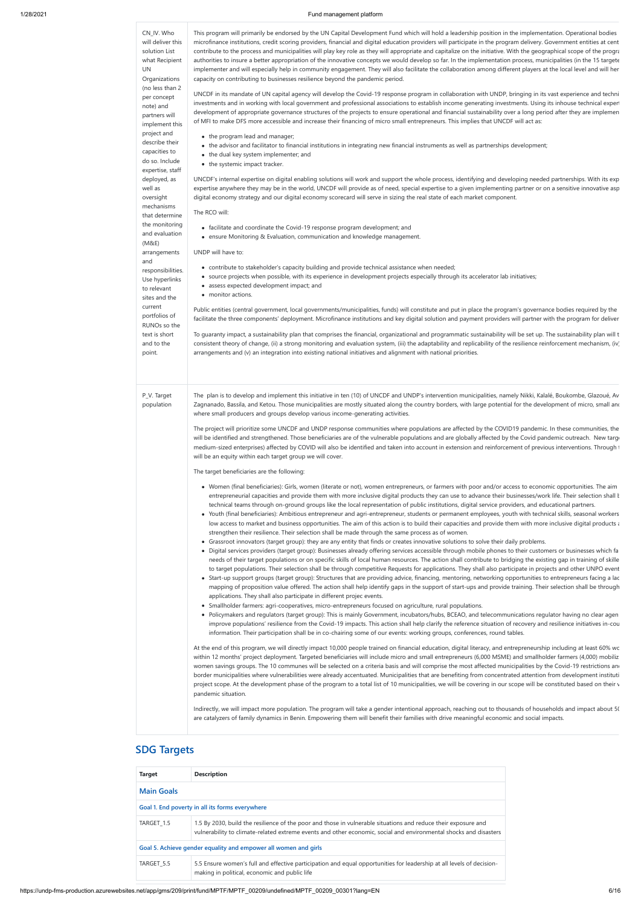| | |
|---|---|
| CN_IV. Who will deliver this solution List what Recipient UN Organizations (no less than 2 per concept note) and partners will implement this project and describe their capacities to do so. Include expertise, staff deployed, as well as oversight mechanisms that determine the monitoring and evaluation (M&E) arrangements and responsibilities. Use hyperlinks to relevant sites and the current portfolios of RUNOs so the text is short and to the point. | This program will primarily be endorsed by the UN Capital Development Fund which will hold a leadership position in the implementation. Operational bodies microfinance institutions, credit scoring providers, financial and digital education providers will participate in the program delivery. Government entities at cent contribute to the process and municipalities will play key role as they will appropriate and capitalize on the initiative. With the geographical scope of the progra authorities to insure a better appropriation of the innovative concepts we would develop so far. In the implementation process, municipalities (in the 15 targete implementer and will especially help in community engagement. They will also facilitate the collaboration among different players at the local level and will her capacity on contributing to businesses resilience beyond the pandemic period.<br><br>UNCDF in its mandate of UN capital agency will develop the Covid-19 response program in collaboration with UNDP, bringing in its vast experience and techni investments and in working with local government and professional associations to establish income generating investments. Using its inhouse technical expert development of appropriate governance structures of the projects to ensure operational and financial sustainability over a long period after they are implemen of MFI to make DFS more accessible and increase their financing of micro small entrepreneurs. This implies that UNCDF will act as:<br><br>• the program lead and manager;<br>• the advisor and facilitator to financial institutions in integrating new financial instruments as well as partnerships development;<br>• the dual key system implementer; and<br>• the systemic impact tracker.<br><br>UNCDF's internal expertise on digital enabling solutions will work and support the whole process, identifying and developing needed partnerships. With its exp expertise anywhere they may be in the world, UNCDF will provide as of need, special expertise to a given implementing partner or on a sensitive innovative asp digital economy strategy and our digital economy scorecard will serve in sizing the real state of each market component.<br><br>The RCO will:<br><br>• facilitate and coordinate the Covid-19 response program development; and<br>• ensure Monitoring & Evaluation, communication and knowledge management.<br><br>UNDP will have to:<br><br>• contribute to stakeholder's capacity building and provide technical assistance when needed;<br>• source projects when possible, with its experience in development projects especially through its accelerator lab initiatives;<br>• assess expected development impact; and<br>• monitor actions.<br><br>Public entities (central government, local governments/municipalities, funds) will constitute and put in place the program's governance bodies required by the facilitate the three components' deployment. Microfinance institutions and key digital solution and payment providers will partner with the program for deliver<br><br>To guaranty impact, a sustainability plan that comprises the financial, organizational and programmatic sustainability will be set up. The sustainability plan will t consistent theory of change, (ii) a strong monitoring and evaluation system, (iii) the adaptability and replicability of the resilience reinforcement mechanism, (iv) arrangements and (v) an integration into existing national initiatives and alignment with national priorities. |
| P_V. Target population | The plan is to develop and implement this initiative in ten (10) of UNCDF and UNDP's intervention municipalities, namely Nikki, Kalalé, Boukombe, Glazoué, Av Zagnanado, Bassila, and Ketou. Those municipalities are mostly situated along the country borders, with large potential for the development of micro, small and where small producers and groups develop various income-generating activities.<br><br>The project will prioritize some UNCDF and UNDP response communities where populations are affected by the COVID19 pandemic. In these communities, the will be identified and strengthened. Those beneficiaries are of the vulnerable populations and are globally affected by the Covid pandemic outreach. New targ medium-sized enterprises) affected by COVID will also be identified and taken into account in extension and reinforcement of previous interventions. Through t will be an equity within each target group we will cover.<br><br>The target beneficiaries are the following:<br><br>• Women (final beneficiaries): Girls, women (literate or not), women entrepreneurs, or farmers with poor and/or access to economic opportunities. The aim entrepreneurial capacities and provide them with more inclusive digital products they can use to advance their businesses/work life. Their selection shall b technical teams through on-ground groups like the local representation of public institutions, digital service providers, and educational partners.<br>• Youth (final beneficiaries): Ambitious entrepreneur and agri-entrepreneur, students or permanent employees, youth with technical skills, seasonal workers low access to market and business opportunities. The aim of this action is to build their capacities and provide them with more inclusive digital products a strengthen their resilience. Their selection shall be made through the same process as of women.<br>• Grassroot innovators (target group): they are any entity that finds or creates innovative solutions to solve their daily problems.<br>• Digital services providers (target group): Businesses already offering services accessible through mobile phones to their customers or businesses which fa needs of their target populations or on specific skills of local human resources. The action shall contribute to bridging the existing gap in training of skille to target populations. Their selection shall be through competitive Requests for applications. They shall also participate in projects and other UNPO event<br>• Start-up support groups (target group): Structures that are providing advice, financing, mentoring, networking opportunities to entrepreneurs facing a lac mapping of proposition value offered. The action shall help identify gaps in the support of start-ups and provide training. Their selection shall be through applications. They shall also participate in different projec events.<br>• Smallholder farmers: agri-cooperatives, micro-entrepreneurs focused on agriculture, rural populations.<br>• Policymakers and regulators (target group): This is mainly Government, incubators/hubs, BCEAO, and telecommunications regulator having no clear agen improve populations' resilience from the Covid-19 impacts. This action shall help clarify the reference situation of recovery and resilience initiatives in-cou information. Their participation shall be in co-chairing some of our events: working groups, conferences, round tables.<br><br>At the end of this program, we will directly impact 10,000 people trained on financial education, digital literacy, and entrepreneurship including at least 60% wo within 12 months' project deployment. Targeted beneficiaries will include micro and small entrepreneurs (6,000 MSME) and smallholder farmers (4,000) mobiliz women savings groups. The 10 communes will be selected on a criteria basis and will comprise the most affected municipalities by the Covid-19 restrictions an border municipalities where vulnerabilities were already accentuated. Municipalities that are benefiting from concentrated attention from development instituti project scope. At the development phase of the program to a total list of 10 municipalities, we will be covering in our scope will be constituted based on their v pandemic situation.<br><br>Indirectly, we will impact more population. The program will take a gender intentional approach, reaching out to thousands of households and impact about 50 are catalyzers of family dynamics in Benin. Empowering them will benefit their families with drive meaningful economic and social impacts. |

## SDG Targets

| Target | Description |
|---|---|
| **Main Goals** | |
| Goal 1. End poverty in all its forms everywhere | |
| TARGET_1.5 | 1.5 By 2030, build the resilience of the poor and those in vulnerable situations and reduce their exposure and vulnerability to climate-related extreme events and other economic, social and environmental shocks and disasters |
| Goal 5. Achieve gender equality and empower all women and girls | |
| TARGET_5.5 | 5.5 Ensure women's full and effective participation and equal opportunities for leadership at all levels of decision-making in political, economic and public life |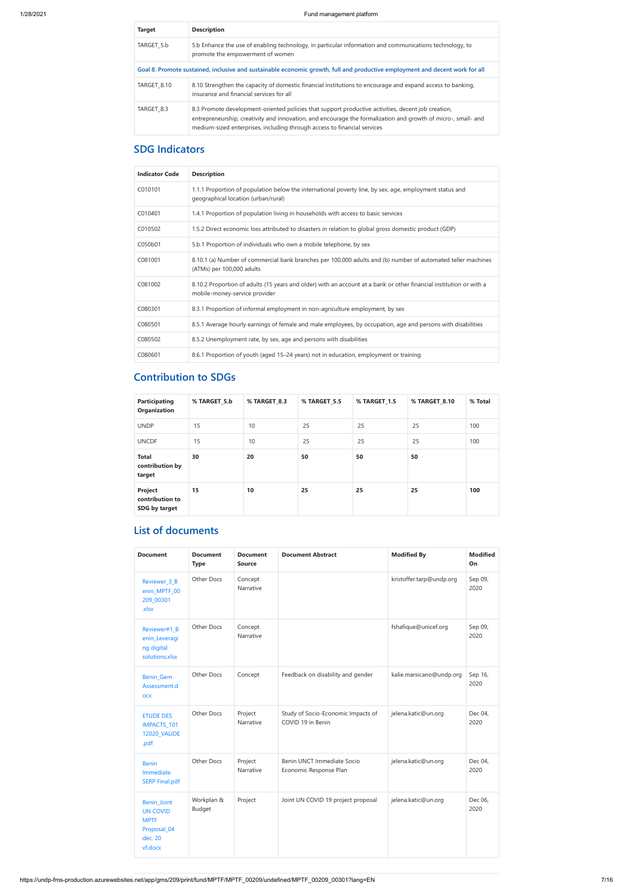| Target | Description |
|---|---|
| TARGET_5.b | 5.b Enhance the use of enabling technology, in particular information and communications technology, to promote the empowerment of women |
| Goal 8. Promote sustained, inclusive and sustainable economic growth, full and productive employment and decent work for all | |
| TARGET_8.10 | 8.10 Strengthen the capacity of domestic financial institutions to encourage and expand access to banking, insurance and financial services for all |
| TARGET_8.3 | 8.3 Promote development-oriented policies that support productive activities, decent job creation, entrepreneurship, creativity and innovation, and encourage the formalization and growth of micro-, small- and medium-sized enterprises, including through access to financial services |

## SDG Indicators

| Indicator Code | Description |
|---|---|
| C010101 | 1.1.1 Proportion of population below the international poverty line, by sex, age, employment status and geographical location (urban/rural) |
| C010401 | 1.4.1 Proportion of population living in households with access to basic services |
| C010502 | 1.5.2 Direct economic loss attributed to disasters in relation to global gross domestic product (GDP) |
| C050b01 | 5.b.1 Proportion of individuals who own a mobile telephone, by sex |
| C081001 | 8.10.1 (a) Number of commercial bank branches per 100,000 adults and (b) number of automated teller machines (ATMs) per 100,000 adults |
| C081002 | 8.10.2 Proportion of adults (15 years and older) with an account at a bank or other financial institution or with a mobile-money-service provider |
| C080301 | 8.3.1 Proportion of informal employment in non-agriculture employment, by sex |
| C080501 | 8.5.1 Average hourly earnings of female and male employees, by occupation, age and persons with disabilities |
| C080502 | 8.5.2 Unemployment rate, by sex, age and persons with disabilities |
| C080601 | 8.6.1 Proportion of youth (aged 15–24 years) not in education, employment or training |

## Contribution to SDGs

| Participating Organization | % TARGET_5.b | % TARGET_8.3 | % TARGET_5.5 | % TARGET_1.5 | % TARGET_8.10 | % Total |
|---|---|---|---|---|---|---|
| UNDP | 15 | 10 | 25 | 25 | 25 | 100 |
| UNCDF | 15 | 10 | 25 | 25 | 25 | 100 |
| **Total contribution by target** | **30** | **20** | **50** | **50** | **50** | |
| **Project contribution to SDG by target** | **15** | **10** | **25** | **25** | **25** | **100** |

## List of documents

| Document | Document Type | Document Source | Document Abstract | Modified By | Modified On |
|---|---|---|---|---|---|
| Reviewer_3_Benin_MPTF_00209_00301.xlsx | Other Docs | Concept Narrative | | kristoffer.tarp@undp.org | Sep 09, 2020 |
| Reviewer#1_Benin_Leveraging digital solutions.xlsx | Other Docs | Concept Narrative | | fshafique@unicef.org | Sep 09, 2020 |
| Benin_Gem Assessment.docx | Other Docs | Concept | Feedback on disability and gender | kalie.marsicano@undp.org | Sep 16, 2020 |
| ETUDE DES IMPACTS_10112020_VALIDE.pdf | Other Docs | Project Narrative | Study of Socio-Economic Impacts of COVID 19 in Benin | jelena.katic@un.org | Dec 04, 2020 |
| Benin Immediate SERP Final.pdf | Other Docs | Project Narrative | Benin UNCT Immediate Socio Economic Response Plan | jelena.katic@un.org | Dec 04, 2020 |
| Benin_Joint UN COVID MPTF Proposal_04 déc. 20 vf.docx | Workplan & Budget | Project | Joint UN COVID 19 project proposal | jelena.katic@un.org | Dec 06, 2020 |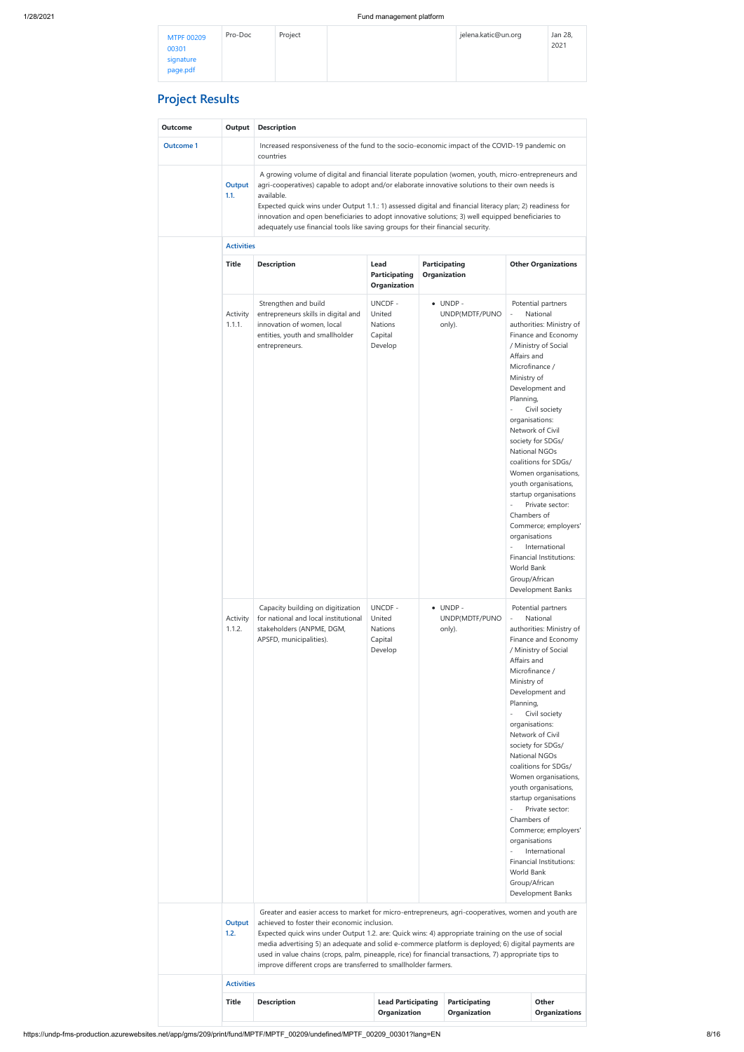| MTPF 00209 00301 signature page.pdf | Pro-Doc | Project | | jelena.katic@un.org | Jan 28, 2021 |
|---|---|---|---|---|---|

## Project Results

| Outcome | Output | Description | | | |
|---|---|---|---|---|---|
| Outcome 1 | | Increased responsiveness of the fund to the socio-economic impact of the COVID-19 pandemic on countries | | | |
| | Output 1.1. | A growing volume of digital and financial literate population (women, youth, micro-entrepreneurs and agri-cooperatives) capable to adopt and/or elaborate innovative solutions to their own needs is available. Expected quick wins under Output 1.1.: 1) assessed digital and financial literacy plan; 2) readiness for innovation and open beneficiaries to adopt innovative solutions; 3) well equipped beneficiaries to adequately use financial tools like saving groups for their financial security. | | | |
| | Activities | | | | |
| | Title | Description | Lead Participating Organization | Participating Organization | Other Organizations |
| | Activity 1.1.1. | Strengthen and build entrepreneurs skills in digital and innovation of women, local entities, youth and smallholder entrepreneurs. | UNCDF - United Nations Capital Develop | • UNDP - UNDP(MDTF/PUNO only). | Potential partners - National authorities: Ministry of Finance and Economy / Ministry of Social Affairs and Microfinance / Ministry of Development and Planning, - Civil society organisations: Network of Civil society for SDGs/ National NGOs coalitions for SDGs/ Women organisations, youth organisations, startup organisations - Private sector: Chambers of Commerce; employers' organisations - International Financial Institutions: World Bank Group/African Development Banks |
| | Activity 1.1.2. | Capacity building on digitization for national and local institutional stakeholders (ANPME, DGM, APSFD, municipalities). | UNCDF - United Nations Capital Develop | • UNDP - UNDP(MDTF/PUNO only). | Potential partners - National authorities: Ministry of Finance and Economy / Ministry of Social Affairs and Microfinance / Ministry of Development and Planning, - Civil society organisations: Network of Civil society for SDGs/ National NGOs coalitions for SDGs/ Women organisations, youth organisations, startup organisations - Private sector: Chambers of Commerce; employers' organisations - International Financial Institutions: World Bank Group/African Development Banks |
| | Output 1.2. | Greater and easier access to market for micro-entrepreneurs, agri-cooperatives, women and youth are achieved to foster their economic inclusion. Expected quick wins under Output 1.2. are: Quick wins: 4) appropriate training on the use of social media advertising 5) an adequate and solid e-commerce platform is deployed; 6) digital payments are used in value chains (crops, palm, pineapple, rice) for financial transactions, 7) appropriate tips to improve different crops are transferred to smallholder farmers. | | | |
| | Activities | | | | |
| | Title | Description | Lead Participating Organization | Participating Organization | Other Organizations |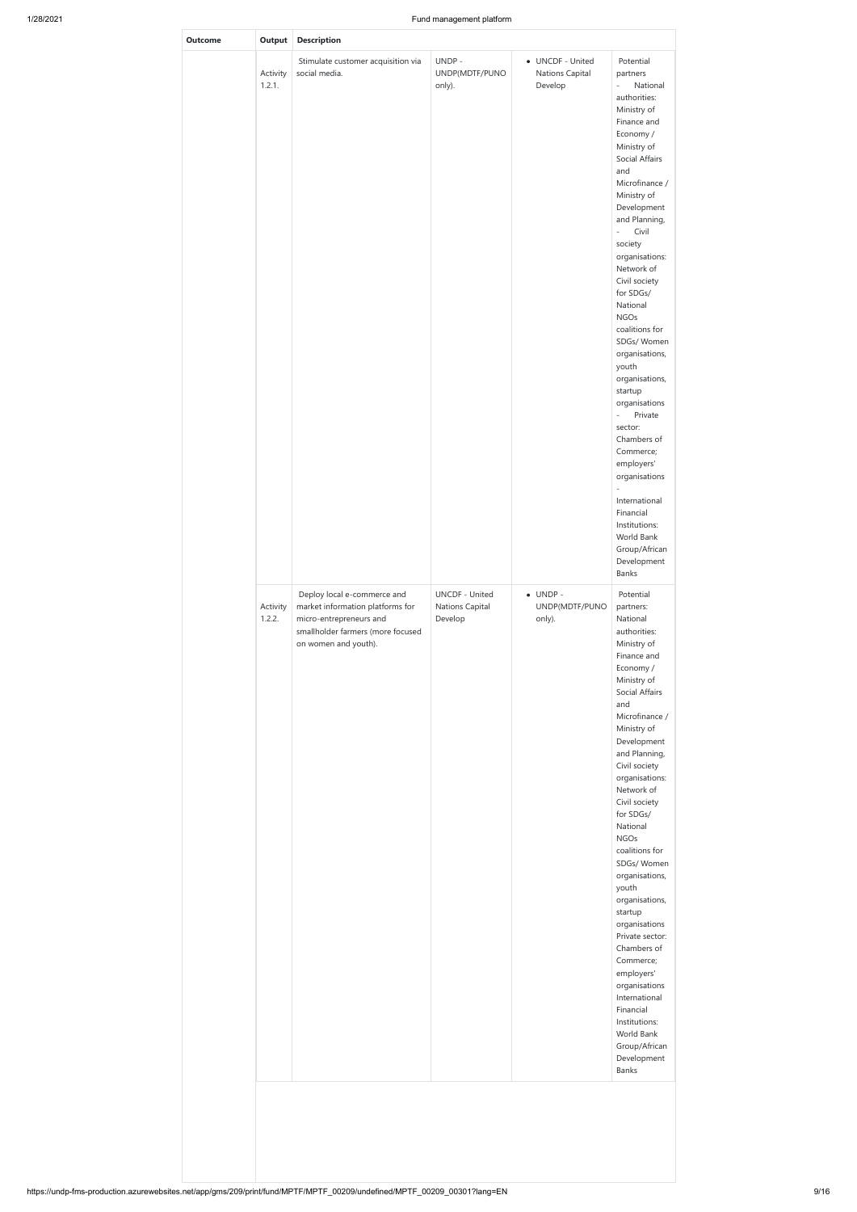| Outcome | Output | Description | | | |
|---|---|---|---|---|---|
| | Activity 1.2.1. | Stimulate customer acquisition via social media. | UNDP - UNDP(MDTF/PUNO only). | • UNCDF - United Nations Capital Develop | Potential partners - National authorities: Ministry of Finance and Economy / Ministry of Social Affairs and Microfinance / Ministry of Development and Planning, - Civil society organisations: Network of Civil society for SDGs/ National NGOs coalitions for SDGs/ Women organisations, youth organisations, startup organisations - Private sector: Chambers of Commerce; employers' organisations - International Financial Institutions: World Bank Group/African Development Banks |
| | Activity 1.2.2. | Deploy local e-commerce and market information platforms for micro-entrepreneurs and smallholder farmers (more focused on women and youth). | UNCDF - United Nations Capital Develop | • UNDP - UNDP(MDTF/PUNO only). | Potential partners: National authorities: Ministry of Finance and Economy / Ministry of Social Affairs and Microfinance / Ministry of Development and Planning, Civil society organisations: Network of Civil society for SDGs/ National NGOs coalitions for SDGs/ Women organisations, youth organisations, startup organisations Private sector: Chambers of Commerce; employers' organisations International Financial Institutions: World Bank Group/African Development Banks |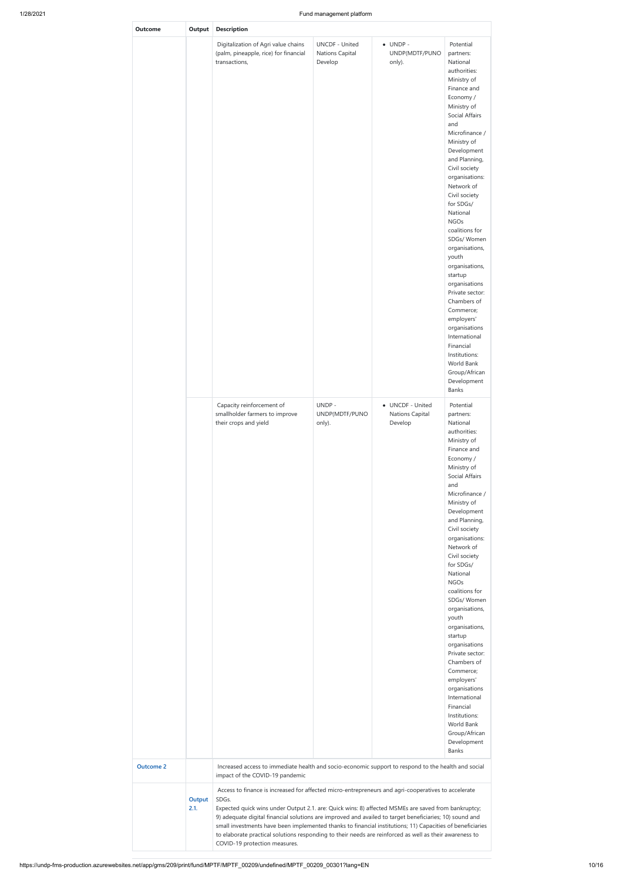| Outcome | Output | Description | | | |
|---|---|---|---|---|---|
| | | Digitalization of Agri value chains (palm, pineapple, rice) for financial transactions, | UNCDF - United Nations Capital Develop | • UNDP - UNDP(MDTF/PUNO only). | Potential partners: National authorities: Ministry of Finance and Economy / Ministry of Social Affairs and Microfinance / Ministry of Development and Planning, Civil society organisations: Network of Civil society for SDGs/ National NGOs coalitions for SDGs/ Women organisations, youth organisations, startup organisations Private sector: Chambers of Commerce; employers' organisations International Financial Institutions: World Bank Group/African Development Banks |
| | | Capacity reinforcement of smallholder farmers to improve their crops and yield | UNDP - UNDP(MDTF/PUNO only). | • UNCDF - United Nations Capital Develop | Potential partners: National authorities: Ministry of Finance and Economy / Ministry of Social Affairs and Microfinance / Ministry of Development and Planning, Civil society organisations: Network of Civil society for SDGs/ National NGOs coalitions for SDGs/ Women organisations, youth organisations, startup organisations Private sector: Chambers of Commerce; employers' organisations International Financial Institutions: World Bank Group/African Development Banks |
| **Outcome 2** | | Increased access to immediate health and socio-economic support to respond to the health and social impact of the COVID-19 pandemic | | | |
| | **Output 2.1.** | Access to finance is increased for affected micro-entrepreneurs and agri-cooperatives to accelerate SDGs.<br>Expected quick wins under Output 2.1. are: Quick wins: 8) affected MSMEs are saved from bankruptcy; 9) adequate digital financial solutions are improved and availed to target beneficiaries; 10) sound and small investments have been implemented thanks to financial institutions; 11) Capacities of beneficiaries to elaborate practical solutions responding to their needs are reinforced as well as their awareness to COVID-19 protection measures. | | | |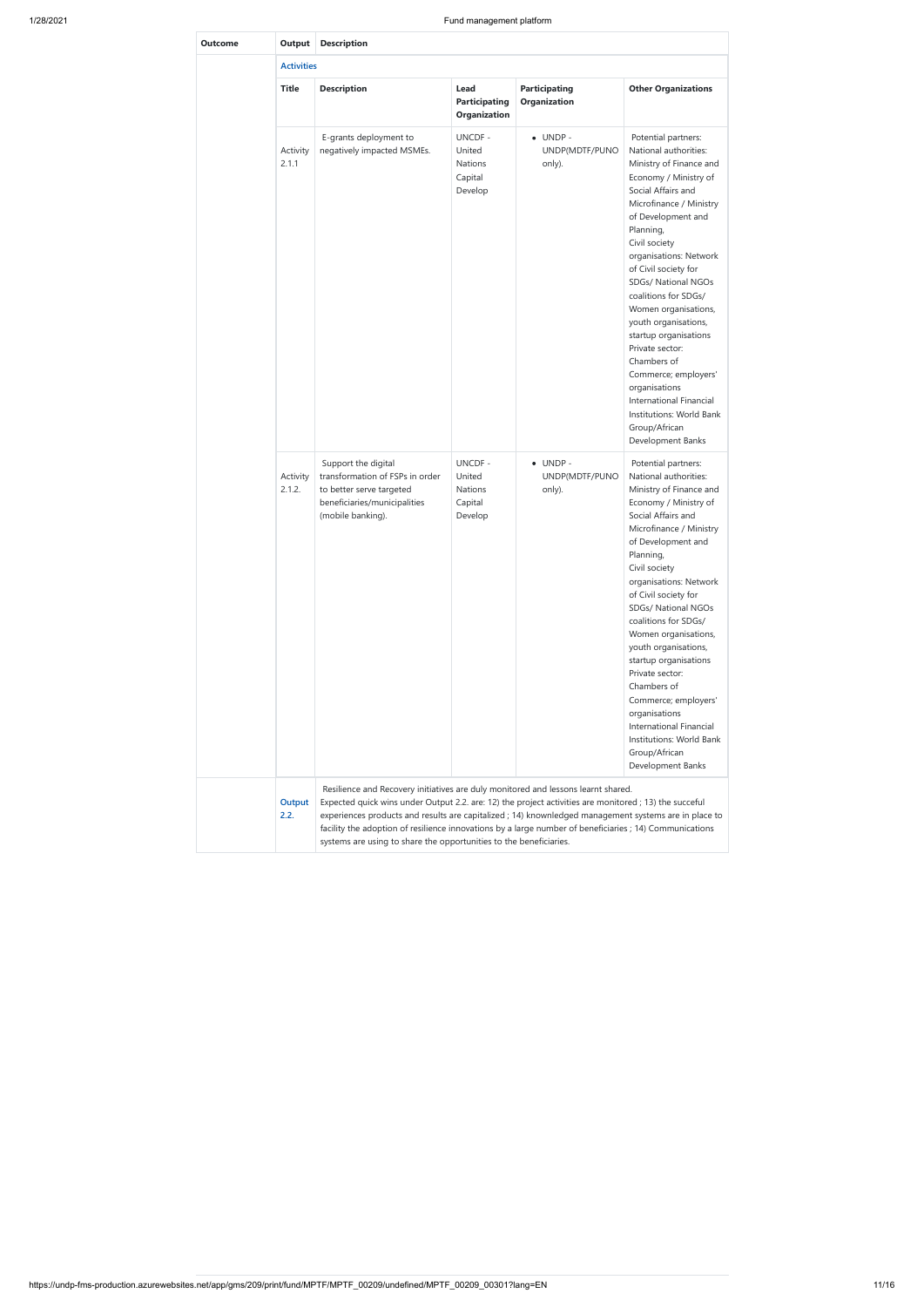| Outcome | Output | Description | | | |
|---|---|---|---|---|---|
| | **Activities** | | | | |
| | **Title** | **Description** | **Lead Participating Organization** | **Participating Organization** | **Other Organizations** |
| | Activity 2.1.1 | E-grants deployment to negatively impacted MSMEs. | UNCDF - United Nations Capital Develop | • UNDP - UNDP(MDTF/PUNO only). | Potential partners: National authorities: Ministry of Finance and Economy / Ministry of Social Affairs and Microfinance / Ministry of Development and Planning, Civil society organisations: Network of Civil society for SDGs/ National NGOs coalitions for SDGs/ Women organisations, youth organisations, startup organisations Private sector: Chambers of Commerce; employers' organisations International Financial Institutions: World Bank Group/African Development Banks |
| | Activity 2.1.2. | Support the digital transformation of FSPs in order to better serve targeted beneficiaries/municipalities (mobile banking). | UNCDF - United Nations Capital Develop | • UNDP - UNDP(MDTF/PUNO only). | Potential partners: National authorities: Ministry of Finance and Economy / Ministry of Social Affairs and Microfinance / Ministry of Development and Planning, Civil society organisations: Network of Civil society for SDGs/ National NGOs coalitions for SDGs/ Women organisations, youth organisations, startup organisations Private sector: Chambers of Commerce; employers' organisations International Financial Institutions: World Bank Group/African Development Banks |
| | **Output 2.2.** | Resilience and Recovery initiatives are duly monitored and lessons learnt shared. Expected quick wins under Output 2.2. are: 12) the project activities are monitored ; 13) the succeful experiences products and results are capitalized ; 14) knownledged management systems are in place to facility the adoption of resilience innovations by a large number of beneficiaries ; 14) Communications systems are using to share the opportunities to the beneficiaries. | | | |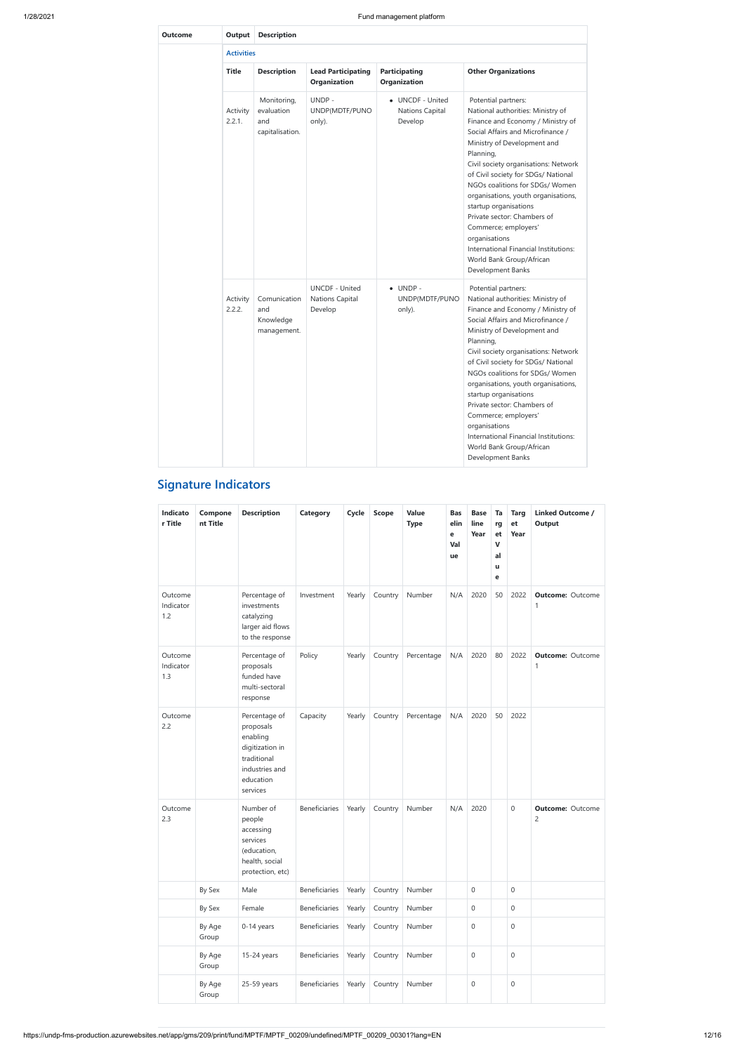| Outcome | Output | Description | | | |
|---|---|---|---|---|---|
| | **Activities** | | | | |
| | **Title** | **Description** | **Lead Participating Organization** | **Participating Organization** | **Other Organizations** |
| | Activity 2.2.1. | Monitoring, evaluation and capitalisation. | UNDP - UNDP(MDTF/PUNO only). | • UNCDF - United Nations Capital Develop | Potential partners:<br>National authorities: Ministry of Finance and Economy / Ministry of Social Affairs and Microfinance / Ministry of Development and Planning,<br>Civil society organisations: Network of Civil society for SDGs/ National NGOs coalitions for SDGs/ Women organisations, youth organisations, startup organisations<br>Private sector: Chambers of Commerce; employers' organisations<br>International Financial Institutions: World Bank Group/African Development Banks |
| | Activity 2.2.2. | Comunication and Knowledge management. | UNCDF - United Nations Capital Develop | • UNDP - UNDP(MDTF/PUNO only). | Potential partners:<br>National authorities: Ministry of Finance and Economy / Ministry of Social Affairs and Microfinance / Ministry of Development and Planning,<br>Civil society organisations: Network of Civil society for SDGs/ National NGOs coalitions for SDGs/ Women organisations, youth organisations, startup organisations<br>Private sector: Chambers of Commerce; employers' organisations<br>International Financial Institutions: World Bank Group/African Development Banks |

## Signature Indicators

| Indicator Title | Component Title | Description | Category | Cycle | Scope | Value Type | Baseline Value | Baseline Year | Target Value | Target Year | Linked Outcome / Output |
|---|---|---|---|---|---|---|---|---|---|---|---|
| Outcome Indicator 1.2 | | Percentage of investments catalyzing larger aid flows to the response | Investment | Yearly | Country | Number | N/A | 2020 | 50 | 2022 | **Outcome:** Outcome 1 |
| Outcome Indicator 1.3 | | Percentage of proposals funded have multi-sectoral response | Policy | Yearly | Country | Percentage | N/A | 2020 | 80 | 2022 | **Outcome:** Outcome 1 |
| Outcome 2.2 | | Percentage of proposals enabling digitization in traditional industries and education services | Capacity | Yearly | Country | Percentage | N/A | 2020 | 50 | 2022 | |
| Outcome 2.3 | | Number of people accessing services (education, health, social protection, etc) | Beneficiaries | Yearly | Country | Number | N/A | 2020 | | 0 | **Outcome:** Outcome 2 |
| | By Sex | Male | Beneficiaries | Yearly | Country | Number | | 0 | | 0 | |
| | By Sex | Female | Beneficiaries | Yearly | Country | Number | | 0 | | 0 | |
| | By Age Group | 0-14 years | Beneficiaries | Yearly | Country | Number | | 0 | | 0 | |
| | By Age Group | 15-24 years | Beneficiaries | Yearly | Country | Number | | 0 | | 0 | |
| | By Age Group | 25-59 years | Beneficiaries | Yearly | Country | Number | | 0 | | 0 | |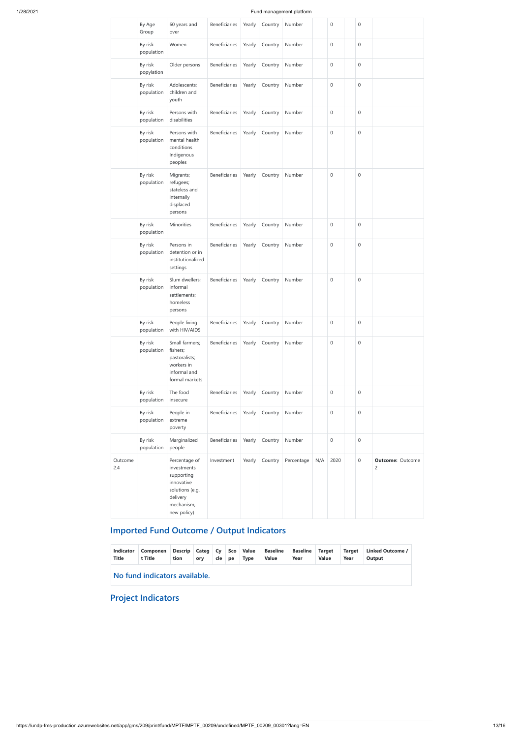|  | By Age Group | 60 years and over | Beneficiaries | Yearly | Country | Number |  | 0 |  | 0 |  |
| --- | --- | --- | --- | --- | --- | --- | --- | --- | --- | --- | --- |
|  | By risk population | Women | Beneficiaries | Yearly | Country | Number |  | 0 |  | 0 |  |
|  | By risk popylation | Older persons | Beneficiaries | Yearly | Country | Number |  | 0 |  | 0 |  |
|  | By risk population | Adolescents; children and youth | Beneficiaries | Yearly | Country | Number |  | 0 |  | 0 |  |
|  | By risk population | Persons with disabilities | Beneficiaries | Yearly | Country | Number |  | 0 |  | 0 |  |
|  | By risk population | Persons with mental health conditions Indigenous peoples | Beneficiaries | Yearly | Country | Number |  | 0 |  | 0 |  |
|  | By risk population | Migrants; refugees; stateless and internally displaced persons | Beneficiaries | Yearly | Country | Number |  | 0 |  | 0 |  |
|  | By risk population | Minorities | Beneficiaries | Yearly | Country | Number |  | 0 |  | 0 |  |
|  | By risk population | Persons in detention or in institutionalized settings | Beneficiaries | Yearly | Country | Number |  | 0 |  | 0 |  |
|  | By risk population | Slum dwellers; informal settlements; homeless persons | Beneficiaries | Yearly | Country | Number |  | 0 |  | 0 |  |
|  | By risk population | People living with HIV/AIDS | Beneficiaries | Yearly | Country | Number |  | 0 |  | 0 |  |
|  | By risk population | Small farmers; fishers; pastoralists; workers in informal and formal markets | Beneficiaries | Yearly | Country | Number |  | 0 |  | 0 |  |
|  | By risk population | The food insecure | Beneficiaries | Yearly | Country | Number |  | 0 |  | 0 |  |
|  | By risk population | People in extreme poverty | Beneficiaries | Yearly | Country | Number |  | 0 |  | 0 |  |
|  | By risk population | Marginalized people | Beneficiaries | Yearly | Country | Number |  | 0 |  | 0 |  |
| Outcome 2.4 |  | Percentage of investments supporting innovative solutions (e.g. delivery mechanism, new policy) | Investment | Yearly | Country | Percentage | N/A | 2020 |  | 0 | **Outcome:** Outcome 2 |

## Imported Fund Outcome / Output Indicators

| Indicator Title | Component Title | Description | Category | Cycle | Scope | Value Type | Baseline Value | Baseline Year | Target Value | Target Year | Linked Outcome / Output |
| --- | --- | --- | --- | --- | --- | --- | --- | --- | --- | --- | --- |
| **No fund indicators available.** |  |  |  |  |  |  |  |  |  |  |  |

## Project Indicators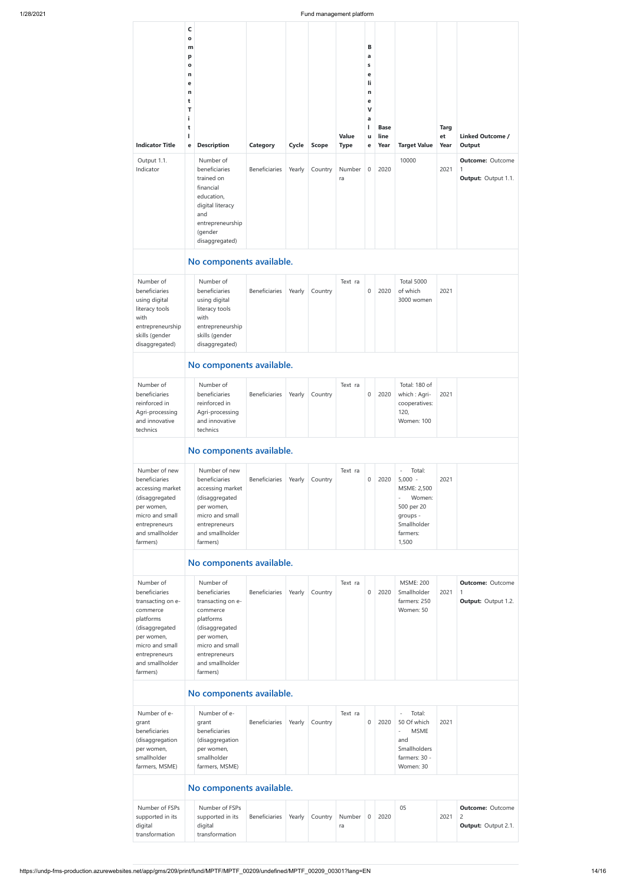| Indicator Title | Component Title | Description | Category | Cycle | Scope | Value Type | Baseline Value | Base line Year | Target Value | Target Year | Linked Outcome / Output |
|---|---|---|---|---|---|---|---|---|---|---|---|
| Output 1.1. Indicator | | Number of beneficiaries trained on financial education, digital literacy and entrepreneurship (gender disaggregated) | Beneficiaries | Yearly | Country | Numberra | 0 | 2020 | 10000 | 2021 | **Outcome:** Outcome 1 **Output:** Output 1.1. |
| | **No components available.** | | | | | | | | | | |
| Number of beneficiaries using digital literacy tools with entrepreneurship skills (gender disaggregated) | | Number of beneficiaries using digital literacy tools with entrepreneurship skills (gender disaggregated) | Beneficiaries | Yearly | Country | Text ra | 0 | 2020 | Total 5000 of which 3000 women | 2021 | |
| | **No components available.** | | | | | | | | | | |
| Number of beneficiaries reinforced in Agri-processing and innovative technics | | Number of beneficiaries reinforced in Agri-processing and innovative technics | Beneficiaries | Yearly | Country | Text ra | 0 | 2020 | Total: 180 of which : Agri-cooperatives: 120, Women: 100 | 2021 | |
| | **No components available.** | | | | | | | | | | |
| Number of new beneficiaries accessing market (disaggregated per women, micro and small entrepreneurs and smallholder farmers) | | Number of new beneficiaries accessing market (disaggregated per women, micro and small entrepreneurs and smallholder farmers) | Beneficiaries | Yearly | Country | Text ra | 0 | 2020 | - Total: 5,000 - MSME: 2,500 - Women: 500 per 20 groups - Smallholder farmers: 1,500 | 2021 | |
| | **No components available.** | | | | | | | | | | |
| Number of beneficiaries transacting on e-commerce platforms (disaggregated per women, micro and small entrepreneurs and smallholder farmers) | | Number of beneficiaries transacting on e-commerce platforms (disaggregated per women, micro and small entrepreneurs and smallholder farmers) | Beneficiaries | Yearly | Country | Text ra | 0 | 2020 | MSME: 200 Smallholder farmers: 250 Women: 50 | 2021 | **Outcome:** Outcome 1 **Output:** Output 1.2. |
| | **No components available.** | | | | | | | | | | |
| Number of e-grant beneficiaries (disaggregation per women, smallholder farmers, MSME) | | Number of e-grant beneficiaries (disaggregation per women, smallholder farmers, MSME) | Beneficiaries | Yearly | Country | Text ra | 0 | 2020 | - Total: 50 Of which - MSME and Smallholders farmers: 30 - Women: 30 | 2021 | |
| | **No components available.** | | | | | | | | | | |
| Number of FSPs supported in its digital transformation | | Number of FSPs supported in its digital transformation | Beneficiaries | Yearly | Country | Numberra | 0 | 2020 | 05 | 2021 | **Outcome:** Outcome 2 **Output:** Output 2.1. |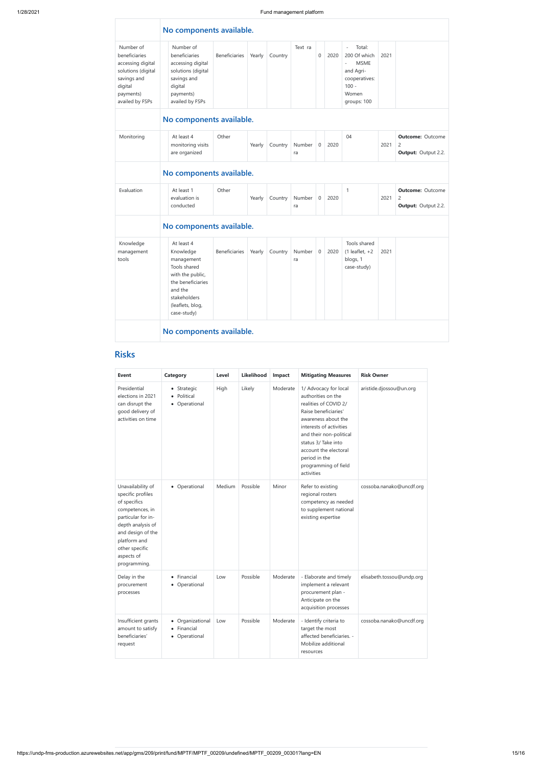| | No components available. | | | | | | | | | |
|---|---|---|---|---|---|---|---|---|---|---|
| Number of beneficiaries accessing digital solutions (digital savings and digital payments) availed by FSPs | Number of beneficiaries accessing digital solutions (digital savings and digital payments) availed by FSPs | Beneficiaries | Yearly | Country | Text ra | 0 | 2020 | - Total: 200 Of which - MSME and Agri-cooperatives: 100 - Women groups: 100 | 2021 | |
| | No components available. | | | | | | | | | |
| Monitoring | At least 4 monitoring visits are organized | Other | Yearly | Country | Number ra | 0 | 2020 | 04 | 2021 | **Outcome:** Outcome 2 **Output:** Output 2.2. |
| | No components available. | | | | | | | | | |
| Evaluation | At least 1 evaluation is conducted | Other | Yearly | Country | Number ra | 0 | 2020 | 1 | 2021 | **Outcome:** Outcome 2 **Output:** Output 2.2. |
| | No components available. | | | | | | | | | |
| Knowledge management tools | At least 4 Knowledge management Tools shared with the public, the beneficiaries and the stakeholders (leaflets, blog, case-study) | Beneficiaries | Yearly | Country | Number ra | 0 | 2020 | Tools shared (1 leaflet, +2 blogs, 1 case-study) | 2021 | |
| | No components available. | | | | | | | | | |

## Risks

| Event | Category | Level | Likelihood | Impact | Mitigating Measures | Risk Owner |
|---|---|---|---|---|---|---|
| Presidential elections in 2021 can disrupt the good delivery of activities on time | • Strategic • Political • Operational | High | Likely | Moderate | 1/ Advocacy for local authorities on the realities of COVID 2/ Raise beneficiaries' awareness about the interests of activities and their non-political status 3/ Take into account the electoral period in the programming of field activities | aristide.djossou@un.org |
| Unavailability of specific profiles of specifics competences, in particular for in-depth analysis of and design of the platform and other specific aspects of programming. | • Operational | Medium | Possible | Minor | Refer to existing regional rosters competency as needed to supplement national existing expertise | cossoba.nanako@uncdf.org |
| Delay in the procurement processes | • Financial • Operational | Low | Possible | Moderate | - Elaborate and timely implement a relevant procurement plan - Anticipate on the acquisition processes | elisabeth.tossou@undp.org |
| Insufficient grants amount to satisfy beneficiaries' request | • Organizational • Financial • Operational | Low | Possible | Moderate | - Identify criteria to target the most affected beneficiaries. - Mobilize additional resources | cossoba.nanako@uncdf.org |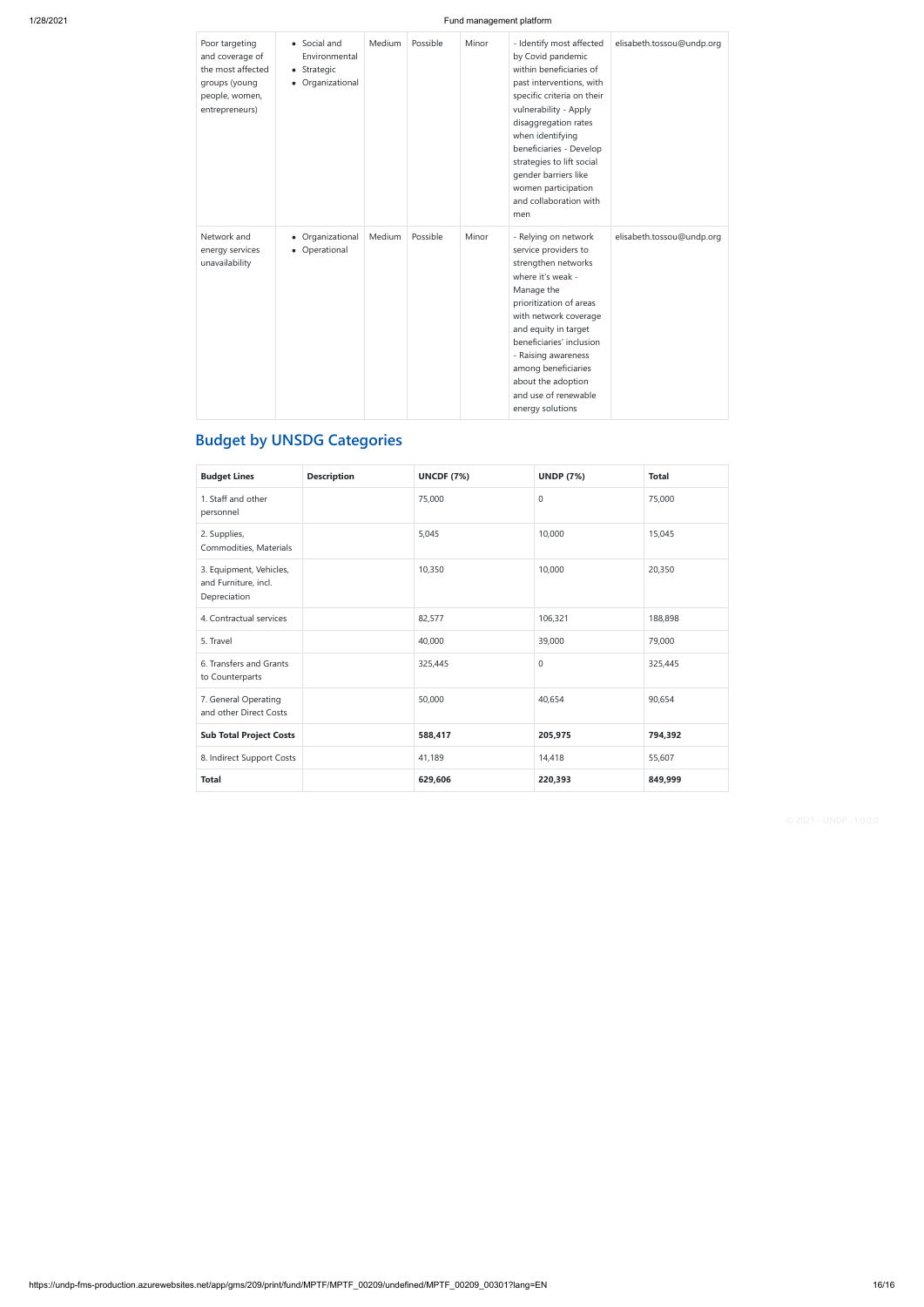| | | | | | | |
|---|---|---|---|---|---|---|
| Poor targeting and coverage of the most affected groups (young people, women, entrepreneurs) | • Social and Environmental<br>• Strategic<br>• Organizational | Medium | Possible | Minor | - Identify most affected by Covid pandemic within beneficiaries of past interventions, with specific criteria on their vulnerability - Apply disaggregation rates when identifying beneficiaries - Develop strategies to lift social gender barriers like women participation and collaboration with men | elisabeth.tossou@undp.org |
| Network and energy services unavailability | • Organizational<br>• Operational | Medium | Possible | Minor | - Relying on network service providers to strengthen networks where it's weak - Manage the prioritization of areas with network coverage and equity in target beneficiaries' inclusion - Raising awareness among beneficiaries about the adoption and use of renewable energy solutions | elisabeth.tossou@undp.org |

## Budget by UNSDG Categories

| Budget Lines | Description | UNCDF (7%) | UNDP (7%) | Total |
|---|---|---|---|---|
| 1. Staff and other personnel | | 75,000 | 0 | 75,000 |
| 2. Supplies, Commodities, Materials | | 5,045 | 10,000 | 15,045 |
| 3. Equipment, Vehicles, and Furniture, incl. Depreciation | | 10,350 | 10,000 | 20,350 |
| 4. Contractual services | | 82,577 | 106,321 | 188,898 |
| 5. Travel | | 40,000 | 39,000 | 79,000 |
| 6. Transfers and Grants to Counterparts | | 325,445 | 0 | 325,445 |
| 7. General Operating and other Direct Costs | | 50,000 | 40,654 | 90,654 |
| **Sub Total Project Costs** | | **588,417** | **205,975** | **794,392** |
| 8. Indirect Support Costs | | 41,189 | 14,418 | 55,607 |
| **Total** | | **629,606** | **220,393** | **849,999** |